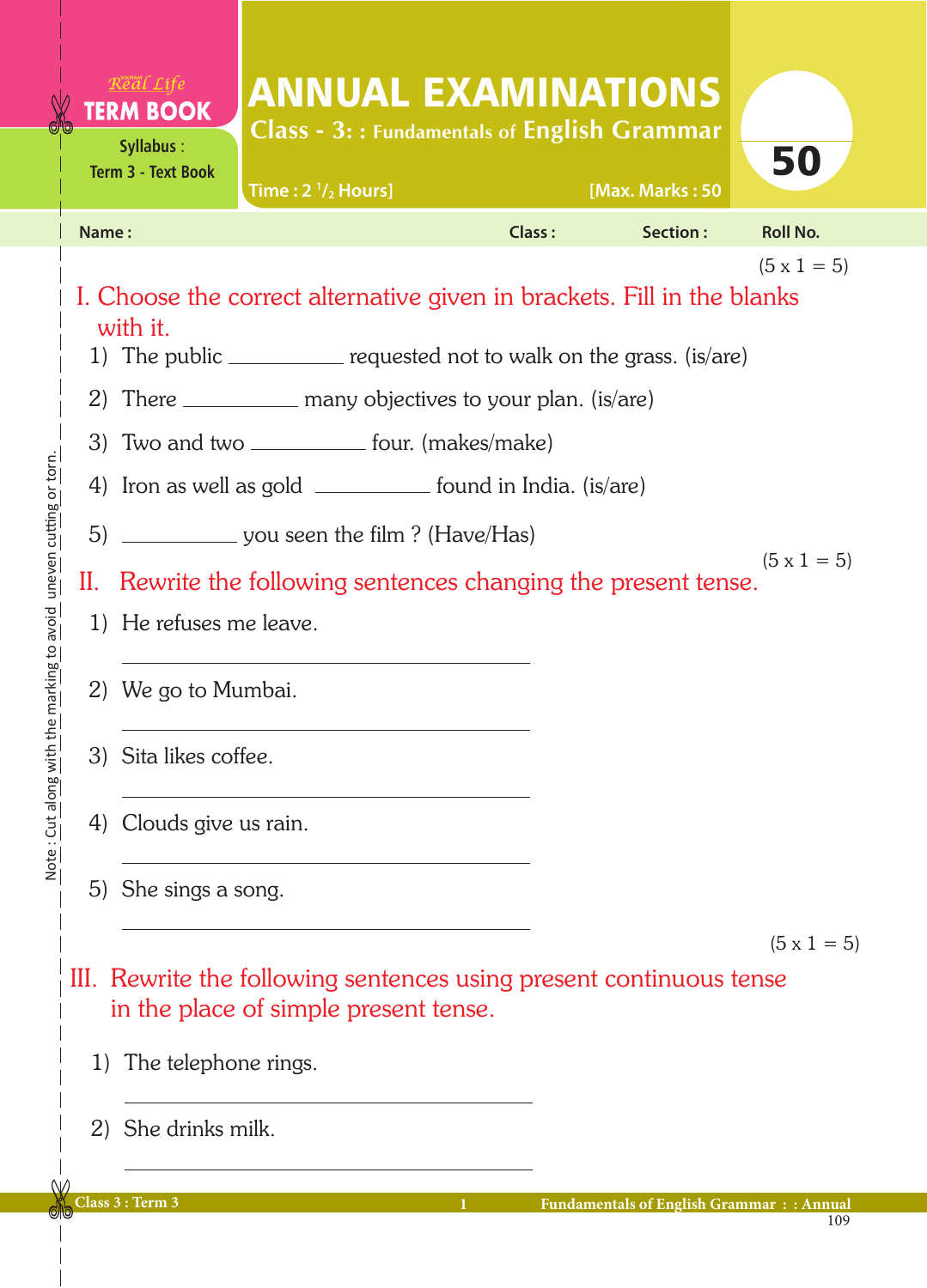Real Life **TERM BOOK**

Syllabus : Term 3 - Text Book

# ANNUAL EXAMINATIONS

## Class - 3: : Fundamentals of English Grammar

Time : $2\frac{1}{2}$ Hours] [Max. Marks : 50

**50**

Name : Class : Section : Roll No.

(5 x 1 = 5)

**I. Choose the correct alternative given in brackets. Fill in the blanks with it.**

1) The public __________ requested not to walk on the grass. (is/are)
2) There __________ many objectives to your plan. (is/are)
3) Two and two __________ four. (makes/make)
4) Iron as well as gold __________ found in India. (is/are)
5) __________ you seen the film ? (Have/Has)

(5 x 1 = 5)

**II. Rewrite the following sentences changing the present tense.**

1) He refuses me leave.

______________________________

2) We go to Mumbai.

______________________________

3) Sita likes coffee.

______________________________

4) Clouds give us rain.

______________________________

5) She sings a song.

______________________________

(5 x 1 = 5)

**III. Rewrite the following sentences using present continuous tense in the place of simple present tense.**

1) The telephone rings.

______________________________

2) She drinks milk.

______________________________

Note : Cut along with the marking to avoid uneven cutting or torn.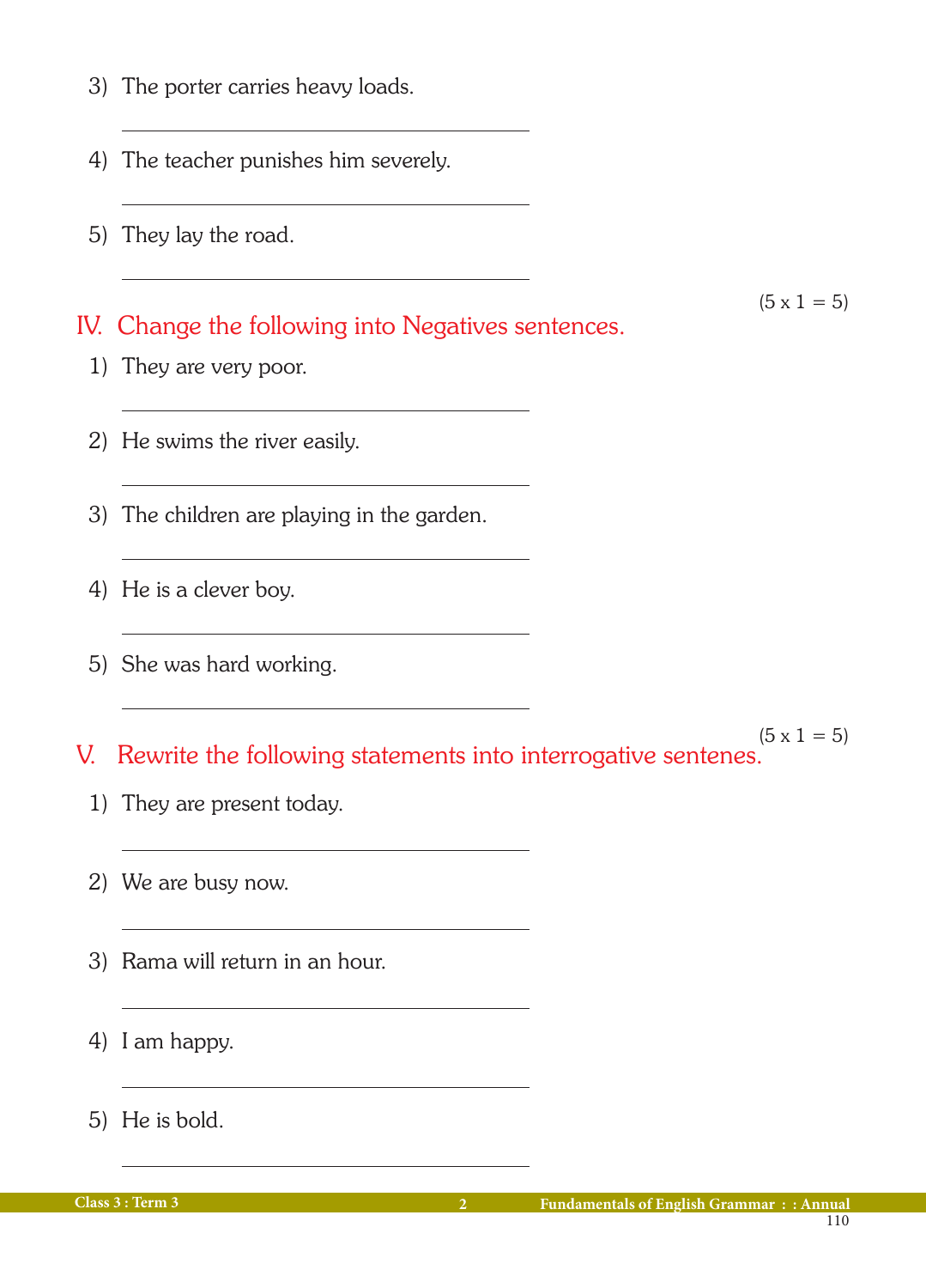3) The porter carries heavy loads.

\_\_\_\_\_\_\_\_\_\_\_\_\_\_\_\_\_\_\_\_\_\_\_\_\_\_\_\_\_\_

4) The teacher punishes him severely.

\_\_\_\_\_\_\_\_\_\_\_\_\_\_\_\_\_\_\_\_\_\_\_\_\_\_\_\_\_\_

5) They lay the road.

\_\_\_\_\_\_\_\_\_\_\_\_\_\_\_\_\_\_\_\_\_\_\_\_\_\_\_\_\_\_

(5 x 1 = 5)

## IV. Change the following into Negatives sentences.

1) They are very poor.

\_\_\_\_\_\_\_\_\_\_\_\_\_\_\_\_\_\_\_\_\_\_\_\_\_\_\_\_\_\_

2) He swims the river easily.

\_\_\_\_\_\_\_\_\_\_\_\_\_\_\_\_\_\_\_\_\_\_\_\_\_\_\_\_\_\_

3) The children are playing in the garden.

\_\_\_\_\_\_\_\_\_\_\_\_\_\_\_\_\_\_\_\_\_\_\_\_\_\_\_\_\_\_

4) He is a clever boy.

\_\_\_\_\_\_\_\_\_\_\_\_\_\_\_\_\_\_\_\_\_\_\_\_\_\_\_\_\_\_

5) She was hard working.

\_\_\_\_\_\_\_\_\_\_\_\_\_\_\_\_\_\_\_\_\_\_\_\_\_\_\_\_\_\_

(5 x 1 = 5)

## V. Rewrite the following statements into interrogative sentenes.

1) They are present today.

\_\_\_\_\_\_\_\_\_\_\_\_\_\_\_\_\_\_\_\_\_\_\_\_\_\_\_\_\_\_

2) We are busy now.

\_\_\_\_\_\_\_\_\_\_\_\_\_\_\_\_\_\_\_\_\_\_\_\_\_\_\_\_\_\_

3) Rama will return in an hour.

\_\_\_\_\_\_\_\_\_\_\_\_\_\_\_\_\_\_\_\_\_\_\_\_\_\_\_\_\_\_

4) I am happy.

\_\_\_\_\_\_\_\_\_\_\_\_\_\_\_\_\_\_\_\_\_\_\_\_\_\_\_\_\_\_

5) He is bold.

\_\_\_\_\_\_\_\_\_\_\_\_\_\_\_\_\_\_\_\_\_\_\_\_\_\_\_\_\_\_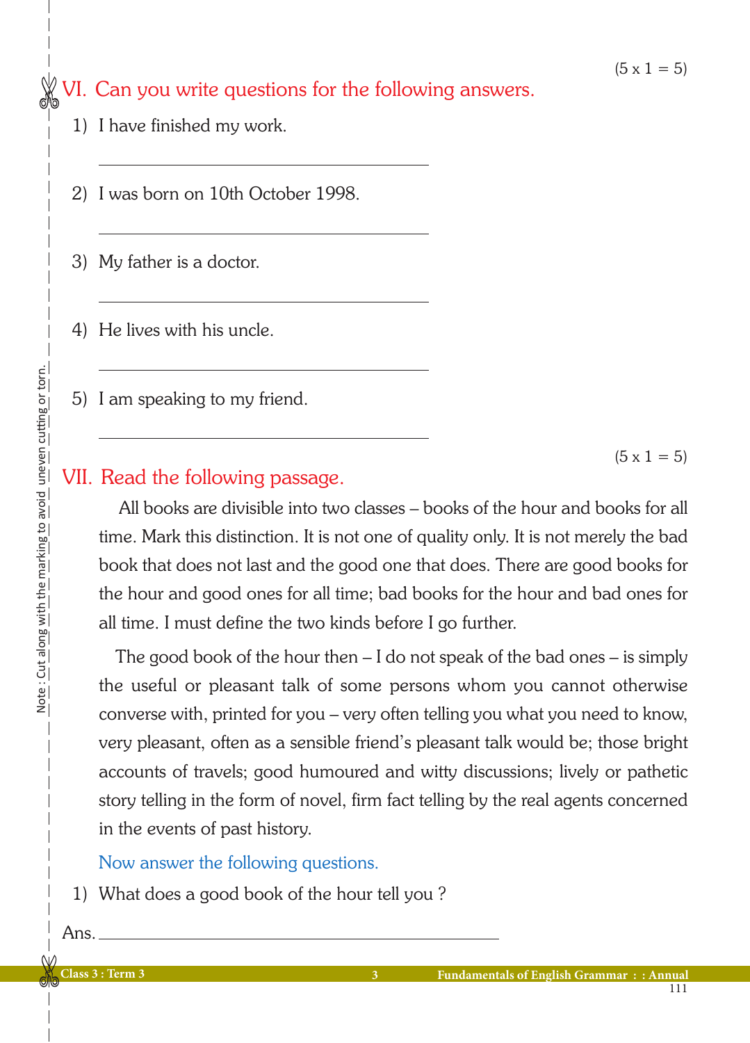(5 x 1 = 5)

## VI. Can you write questions for the following answers.

1) I have finished my work.

______________________________

2) I was born on 10th October 1998.

______________________________

3) My father is a doctor.

______________________________

4) He lives with his uncle.

______________________________

5) I am speaking to my friend.

______________________________

(5 x 1 = 5)

## VII. Read the following passage.

All books are divisible into two classes – books of the hour and books for all time. Mark this distinction. It is not one of quality only. It is not merely the bad book that does not last and the good one that does. There are good books for the hour and good ones for all time; bad books for the hour and bad ones for all time. I must define the two kinds before I go further.

The good book of the hour then – I do not speak of the bad ones – is simply the useful or pleasant talk of some persons whom you cannot otherwise converse with, printed for you – very often telling you what you need to know, very pleasant, often as a sensible friend's pleasant talk would be; those bright accounts of travels; good humoured and witty discussions; lively or pathetic story telling in the form of novel, firm fact telling by the real agents concerned in the events of past history.

Now answer the following questions.

1) What does a good book of the hour tell you ?

Ans. ______________________________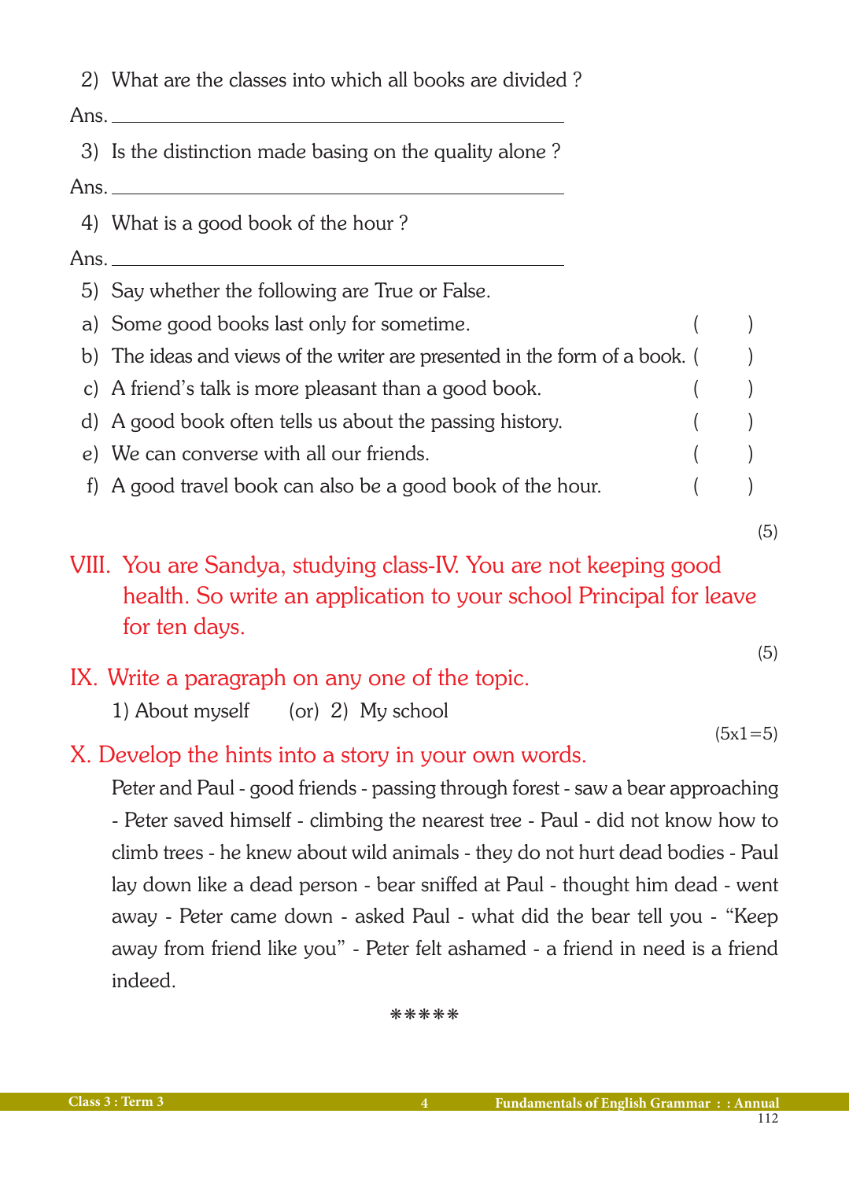2) What are the classes into which all books are divided ?

Ans. ____________________________________________

3) Is the distinction made basing on the quality alone ?

Ans. ____________________________________________

4) What is a good book of the hour ?

Ans. ____________________________________________

5) Say whether the following are True or False.

a) Some good books last only for sometime. (      )

b) The ideas and views of the writer are presented in the form of a book. (      )

c) A friend's talk is more pleasant than a good book. (      )

d) A good book often tells us about the passing history. (      )

e) We can converse with all our friends. (      )

f) A good travel book can also be a good book of the hour. (      )

(5)

## VIII. You are Sandya, studying class-IV. You are not keeping good health. So write an application to your school Principal for leave for ten days.

(5)

## IX. Write a paragraph on any one of the topic.

1) About myself (or) 2) My school

(5x1=5)

## X. Develop the hints into a story in your own words.

Peter and Paul - good friends - passing through forest - saw a bear approaching - Peter saved himself - climbing the nearest tree - Paul - did not know how to climb trees - he knew about wild animals - they do not hurt dead bodies - Paul lay down like a dead person - bear sniffed at Paul - thought him dead - went away - Peter came down - asked Paul - what did the bear tell you - "Keep away from friend like you" - Peter felt ashamed - a friend in need is a friend indeed.

*****